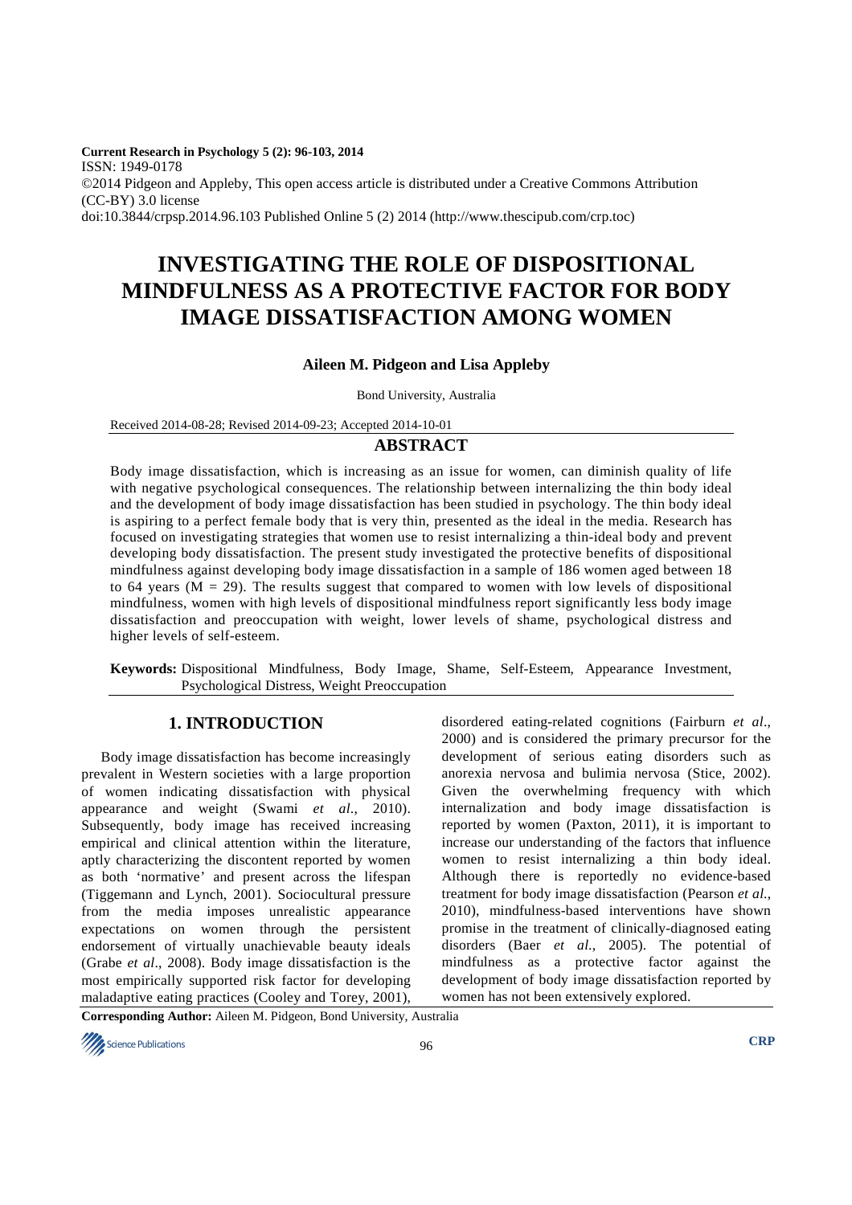Current Research in Psychology 5 (2): 96-103, 2014
ISSN: 1949-0178
©2014 Pidgeon and Appleby, This open access article is distributed under a Creative Commons Attribution (CC-BY) 3.0 license
doi:10.3844/crpsp.2014.96.103 Published Online 5 (2) 2014 (http://www.thescipub.com/crp.toc)

# INVESTIGATING THE ROLE OF DISPOSITIONAL MINDFULNESS AS A PROTECTIVE FACTOR FOR BODY IMAGE DISSATISFACTION AMONG WOMEN

**Aileen M. Pidgeon and Lisa Appleby**

Bond University, Australia

Received 2014-08-28; Revised 2014-09-23; Accepted 2014-10-01

## ABSTRACT

Body image dissatisfaction, which is increasing as an issue for women, can diminish quality of life with negative psychological consequences. The relationship between internalizing the thin body ideal and the development of body image dissatisfaction has been studied in psychology. The thin body ideal is aspiring to a perfect female body that is very thin, presented as the ideal in the media. Research has focused on investigating strategies that women use to resist internalizing a thin-ideal body and prevent developing body dissatisfaction. The present study investigated the protective benefits of dispositional mindfulness against developing body image dissatisfaction in a sample of 186 women aged between 18 to 64 years ($M = 29$). The results suggest that compared to women with low levels of dispositional mindfulness, women with high levels of dispositional mindfulness report significantly less body image dissatisfaction and preoccupation with weight, lower levels of shame, psychological distress and higher levels of self-esteem.

**Keywords:** Dispositional Mindfulness, Body Image, Shame, Self-Esteem, Appearance Investment, Psychological Distress, Weight Preoccupation

## 1. INTRODUCTION

Body image dissatisfaction has become increasingly prevalent in Western societies with a large proportion of women indicating dissatisfaction with physical appearance and weight (Swami *et al*., 2010). Subsequently, body image has received increasing empirical and clinical attention within the literature, aptly characterizing the discontent reported by women as both 'normative' and present across the lifespan (Tiggemann and Lynch, 2001). Sociocultural pressure from the media imposes unrealistic appearance expectations on women through the persistent endorsement of virtually unachievable beauty ideals (Grabe *et al*., 2008). Body image dissatisfaction is the most empirically supported risk factor for developing maladaptive eating practices (Cooley and Torey, 2001), disordered eating-related cognitions (Fairburn *et al*., 2000) and is considered the primary precursor for the development of serious eating disorders such as anorexia nervosa and bulimia nervosa (Stice, 2002). Given the overwhelming frequency with which internalization and body image dissatisfaction is reported by women (Paxton, 2011), it is important to increase our understanding of the factors that influence women to resist internalizing a thin body ideal. Although there is reportedly no evidence-based treatment for body image dissatisfaction (Pearson *et al*., 2010), mindfulness-based interventions have shown promise in the treatment of clinically-diagnosed eating disorders (Baer *et al*., 2005). The potential of mindfulness as a protective factor against the development of body image dissatisfaction reported by women has not been extensively explored.

**Corresponding Author:** Aileen M. Pidgeon, Bond University, Australia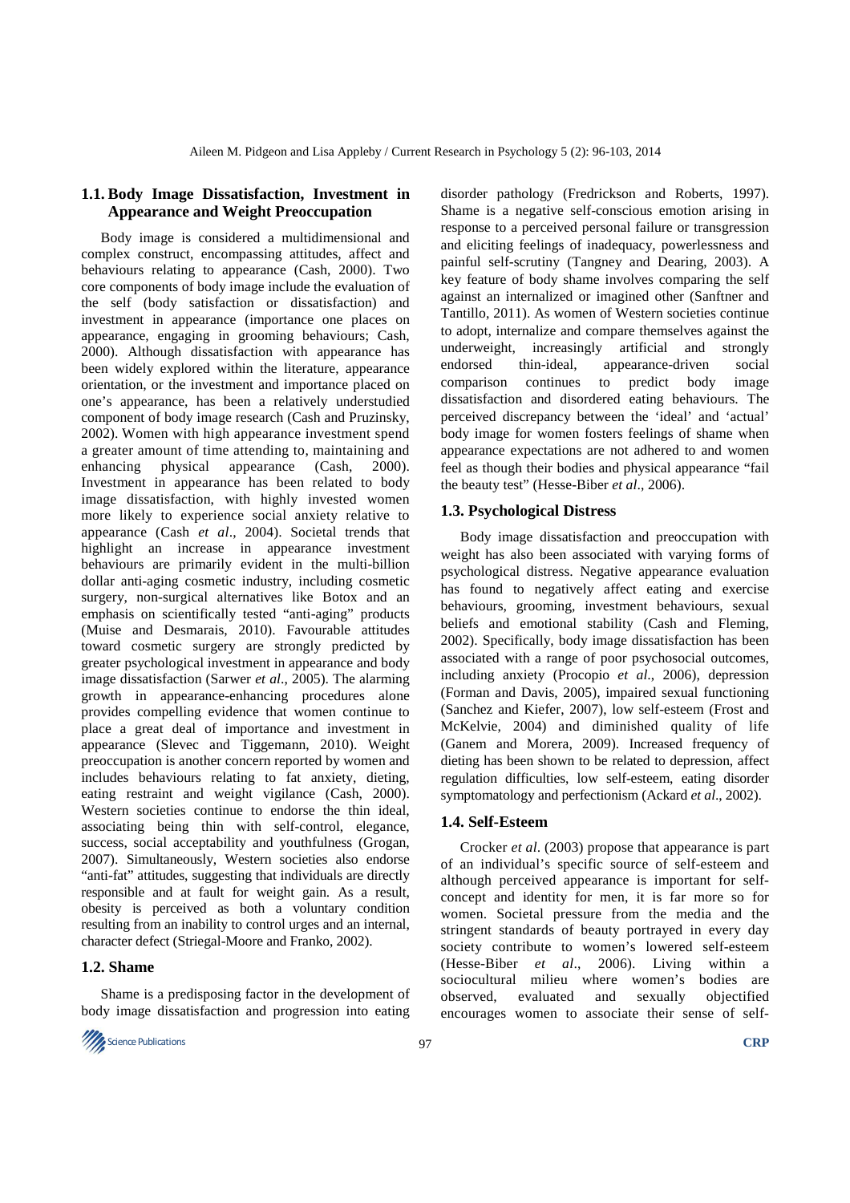### 1.1. Body Image Dissatisfaction, Investment in Appearance and Weight Preoccupation

Body image is considered a multidimensional and complex construct, encompassing attitudes, affect and behaviours relating to appearance (Cash, 2000). Two core components of body image include the evaluation of the self (body satisfaction or dissatisfaction) and investment in appearance (importance one places on appearance, engaging in grooming behaviours; Cash, 2000). Although dissatisfaction with appearance has been widely explored within the literature, appearance orientation, or the investment and importance placed on one's appearance, has been a relatively understudied component of body image research (Cash and Pruzinsky, 2002). Women with high appearance investment spend a greater amount of time attending to, maintaining and enhancing physical appearance (Cash, 2000). Investment in appearance has been related to body image dissatisfaction, with highly invested women more likely to experience social anxiety relative to appearance (Cash *et al*., 2004). Societal trends that highlight an increase in appearance investment behaviours are primarily evident in the multi-billion dollar anti-aging cosmetic industry, including cosmetic surgery, non-surgical alternatives like Botox and an emphasis on scientifically tested "anti-aging" products (Muise and Desmarais, 2010). Favourable attitudes toward cosmetic surgery are strongly predicted by greater psychological investment in appearance and body image dissatisfaction (Sarwer *et al*., 2005). The alarming growth in appearance-enhancing procedures alone provides compelling evidence that women continue to place a great deal of importance and investment in appearance (Slevec and Tiggemann, 2010). Weight preoccupation is another concern reported by women and includes behaviours relating to fat anxiety, dieting, eating restraint and weight vigilance (Cash, 2000). Western societies continue to endorse the thin ideal, associating being thin with self-control, elegance, success, social acceptability and youthfulness (Grogan, 2007). Simultaneously, Western societies also endorse "anti-fat" attitudes, suggesting that individuals are directly responsible and at fault for weight gain. As a result, obesity is perceived as both a voluntary condition resulting from an inability to control urges and an internal, character defect (Striegal-Moore and Franko, 2002).

### 1.2. Shame

Shame is a predisposing factor in the development of body image dissatisfaction and progression into eating disorder pathology (Fredrickson and Roberts, 1997). Shame is a negative self-conscious emotion arising in response to a perceived personal failure or transgression and eliciting feelings of inadequacy, powerlessness and painful self-scrutiny (Tangney and Dearing, 2003). A key feature of body shame involves comparing the self against an internalized or imagined other (Sanftner and Tantillo, 2011). As women of Western societies continue to adopt, internalize and compare themselves against the underweight, increasingly artificial and strongly endorsed thin-ideal, appearance-driven social comparison continues to predict body image dissatisfaction and disordered eating behaviours. The perceived discrepancy between the 'ideal' and 'actual' body image for women fosters feelings of shame when appearance expectations are not adhered to and women feel as though their bodies and physical appearance "fail the beauty test" (Hesse-Biber *et al*., 2006).

### 1.3. Psychological Distress

Body image dissatisfaction and preoccupation with weight has also been associated with varying forms of psychological distress. Negative appearance evaluation has found to negatively affect eating and exercise behaviours, grooming, investment behaviours, sexual beliefs and emotional stability (Cash and Fleming, 2002). Specifically, body image dissatisfaction has been associated with a range of poor psychosocial outcomes, including anxiety (Procopio *et al*., 2006), depression (Forman and Davis, 2005), impaired sexual functioning (Sanchez and Kiefer, 2007), low self-esteem (Frost and McKelvie, 2004) and diminished quality of life (Ganem and Morera, 2009). Increased frequency of dieting has been shown to be related to depression, affect regulation difficulties, low self-esteem, eating disorder symptomatology and perfectionism (Ackard *et al*., 2002).

### 1.4. Self-Esteem

Crocker *et al*. (2003) propose that appearance is part of an individual's specific source of self-esteem and although perceived appearance is important for self-concept and identity for men, it is far more so for women. Societal pressure from the media and the stringent standards of beauty portrayed in every day society contribute to women's lowered self-esteem (Hesse-Biber *et al*., 2006). Living within a sociocultural milieu where women's bodies are observed, evaluated and sexually objectified encourages women to associate their sense of self-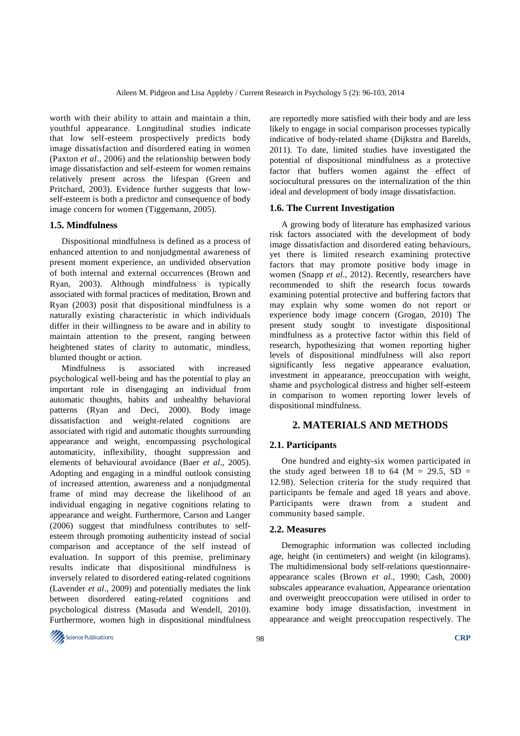worth with their ability to attain and maintain a thin, youthful appearance. Longitudinal studies indicate that low self-esteem prospectively predicts body image dissatisfaction and disordered eating in women (Paxton *et al*., 2006) and the relationship between body image dissatisfaction and self-esteem for women remains relatively present across the lifespan (Green and Pritchard, 2003). Evidence further suggests that low-self-esteem is both a predictor and consequence of body image concern for women (Tiggemann, 2005).

### 1.5. Mindfulness

Dispositional mindfulness is defined as a process of enhanced attention to and nonjudgmental awareness of present moment experience, an undivided observation of both internal and external occurrences (Brown and Ryan, 2003). Although mindfulness is typically associated with formal practices of meditation, Brown and Ryan (2003) posit that dispositional mindfulness is a naturally existing characteristic in which individuals differ in their willingness to be aware and in ability to maintain attention to the present, ranging between heightened states of clarity to automatic, mindless, blunted thought or action.

Mindfulness is associated with increased psychological well-being and has the potential to play an important role in disengaging an individual from automatic thoughts, habits and unhealthy behavioral patterns (Ryan and Deci, 2000). Body image dissatisfaction and weight-related cognitions are associated with rigid and automatic thoughts surrounding appearance and weight, encompassing psychological automaticity, inflexibility, thought suppression and elements of behavioural avoidance (Baer *et al*., 2005). Adopting and engaging in a mindful outlook consisting of increased attention, awareness and a nonjudgmental frame of mind may decrease the likelihood of an individual engaging in negative cognitions relating to appearance and weight. Furthermore, Carson and Langer (2006) suggest that mindfulness contributes to self-esteem through promoting authenticity instead of social comparison and acceptance of the self instead of evaluation. In support of this premise, preliminary results indicate that dispositional mindfulness is inversely related to disordered eating-related cognitions (Lavender *et al.,* 2009) and potentially mediates the link between disordered eating-related cognitions and psychological distress (Masuda and Wendell, 2010). Furthermore, women high in dispositional mindfulness are reportedly more satisfied with their body and are less likely to engage in social comparison processes typically indicative of body-related shame (Dijkstra and Barelds, 2011). To date, limited studies have investigated the potential of dispositional mindfulness as a protective factor that buffers women against the effect of sociocultural pressures on the internalization of the thin ideal and development of body image dissatisfaction.

### 1.6. The Current Investigation

A growing body of literature has emphasized various risk factors associated with the development of body image dissatisfaction and disordered eating behaviours, yet there is limited research examining protective factors that may promote positive body image in women (Snapp *et al*., 2012). Recently, researchers have recommended to shift the research focus towards examining potential protective and buffering factors that may explain why some women do not report or experience body image concern (Grogan, 2010) The present study sought to investigate dispositional mindfulness as a protective factor within this field of research, hypothesizing that women reporting higher levels of dispositional mindfulness will also report significantly less negative appearance evaluation, investment in appearance, preoccupation with weight, shame and psychological distress and higher self-esteem in comparison to women reporting lower levels of dispositional mindfulness.

## 2. MATERIALS AND METHODS

### 2.1. Participants

One hundred and eighty-six women participated in the study aged between 18 to 64 ($M = 29.5$, $SD = 12.98$). Selection criteria for the study required that participants be female and aged 18 years and above. Participants were drawn from a student and community based sample.

### 2.2. Measures

Demographic information was collected including age, height (in centimeters) and weight (in kilograms). The multidimensional body self-relations questionnaire-appearance scales (Brown *et al*., 1990; Cash, 2000) subscales appearance evaluation, Appearance orientation and overweight preoccupation were utilised in order to examine body image dissatisfaction, investment in appearance and weight preoccupation respectively. The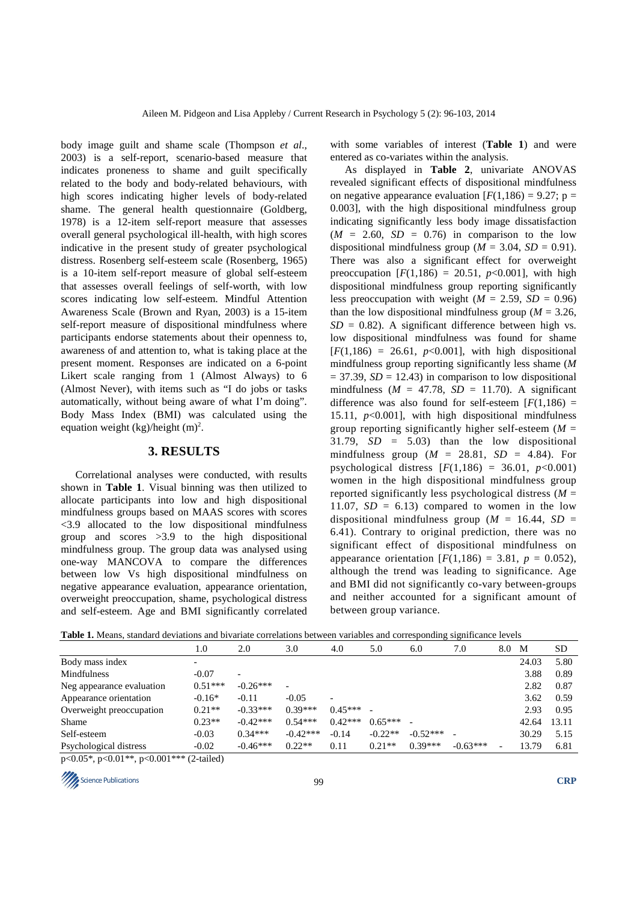body image guilt and shame scale (Thompson *et al*., 2003) is a self-report, scenario-based measure that indicates proneness to shame and guilt specifically related to the body and body-related behaviours, with high scores indicating higher levels of body-related shame. The general health questionnaire (Goldberg, 1978) is a 12-item self-report measure that assesses overall general psychological ill-health, with high scores indicative in the present study of greater psychological distress. Rosenberg self-esteem scale (Rosenberg, 1965) is a 10-item self-report measure of global self-esteem that assesses overall feelings of self-worth, with low scores indicating low self-esteem. Mindful Attention Awareness Scale (Brown and Ryan, 2003) is a 15-item self-report measure of dispositional mindfulness where participants endorse statements about their openness to, awareness of and attention to, what is taking place at the present moment. Responses are indicated on a 6-point Likert scale ranging from 1 (Almost Always) to 6 (Almost Never), with items such as "I do jobs or tasks automatically, without being aware of what I'm doing". Body Mass Index (BMI) was calculated using the equation weight (kg)/height $(m)^2$.

## 3. RESULTS

Correlational analyses were conducted, with results shown in **Table 1**. Visual binning was then utilized to allocate participants into low and high dispositional mindfulness groups based on MAAS scores with scores <3.9 allocated to the low dispositional mindfulness group and scores >3.9 to the high dispositional mindfulness group. The group data was analysed using one-way MANCOVA to compare the differences between low Vs high dispositional mindfulness on negative appearance evaluation, appearance orientation, overweight preoccupation, shame, psychological distress and self-esteem. Age and BMI significantly correlated with some variables of interest (**Table 1**) and were entered as co-variates within the analysis.

As displayed in **Table 2**, univariate ANOVAS revealed significant effects of dispositional mindfulness on negative appearance evaluation [$F(1,186) = 9.27$; $p = 0.003$], with the high dispositional mindfulness group indicating significantly less body image dissatisfaction ($M = 2.60$, $SD = 0.76$) in comparison to the low dispositional mindfulness group ($M = 3.04$, $SD = 0.91$). There was also a significant effect for overweight preoccupation [$F(1,186) = 20.51$, $p<0.001$], with high dispositional mindfulness group reporting significantly less preoccupation with weight ($M = 2.59$, $SD = 0.96$) than the low dispositional mindfulness group ($M = 3.26$, $SD = 0.82$). A significant difference between high vs. low dispositional mindfulness was found for shame [$F(1,186) = 26.61$, $p<0.001$], with high dispositional mindfulness group reporting significantly less shame ($M = 37.39$, $SD = 12.43$) in comparison to low dispositional mindfulness ($M = 47.78$, $SD = 11.70$). A significant difference was also found for self-esteem [$F(1,186) = 15.11$, $p<0.001$], with high dispositional mindfulness group reporting significantly higher self-esteem ($M = 31.79$, $SD = 5.03$) than the low dispositional mindfulness group ($M = 28.81$, $SD = 4.84$). For psychological distress [$F(1,186) = 36.01$, $p<0.001$) women in the high dispositional mindfulness group reported significantly less psychological distress ($M = 11.07$, $SD = 6.13$) compared to women in the low dispositional mindfulness group ($M = 16.44$, $SD = 6.41$). Contrary to original prediction, there was no significant effect of dispositional mindfulness on appearance orientation [$F(1,186) = 3.81$, $p = 0.052$), although the trend was leading to significance. Age and BMI did not significantly co-vary between-groups and neither accounted for a significant amount of between group variance.

**Table 1.** Means, standard deviations and bivariate correlations between variables and corresponding significance levels

| | 1.0 | 2.0 | 3.0 | 4.0 | 5.0 | 6.0 | 7.0 | 8.0 | M | SD |
|---|---|---|---|---|---|---|---|---|---|---|
| Body mass index | - | | | | | | | | 24.03 | 5.80 |
| Mindfulness | -0.07 | - | | | | | | | 3.88 | 0.89 |
| Neg appearance evaluation | 0.51*** | -0.26*** | - | | | | | | 2.82 | 0.87 |
| Appearance orientation | -0.16* | -0.11 | -0.05 | - | | | | | 3.62 | 0.59 |
| Overweight preoccupation | 0.21** | -0.33*** | 0.39*** | 0.45*** | - | | | | 2.93 | 0.95 |
| Shame | 0.23** | -0.42*** | 0.54*** | 0.42*** | 0.65*** | - | | | 42.64 | 13.11 |
| Self-esteem | -0.03 | 0.34*** | -0.42*** | -0.14 | -0.22** | -0.52*** | - | | 30.29 | 5.15 |
| Psychological distress | -0.02 | -0.46*** | 0.22** | 0.11 | 0.21** | 0.39*** | -0.63*** | - | 13.79 | 6.81 |

p<0.05*, p<0.01**, p<0.001*** (2-tailed)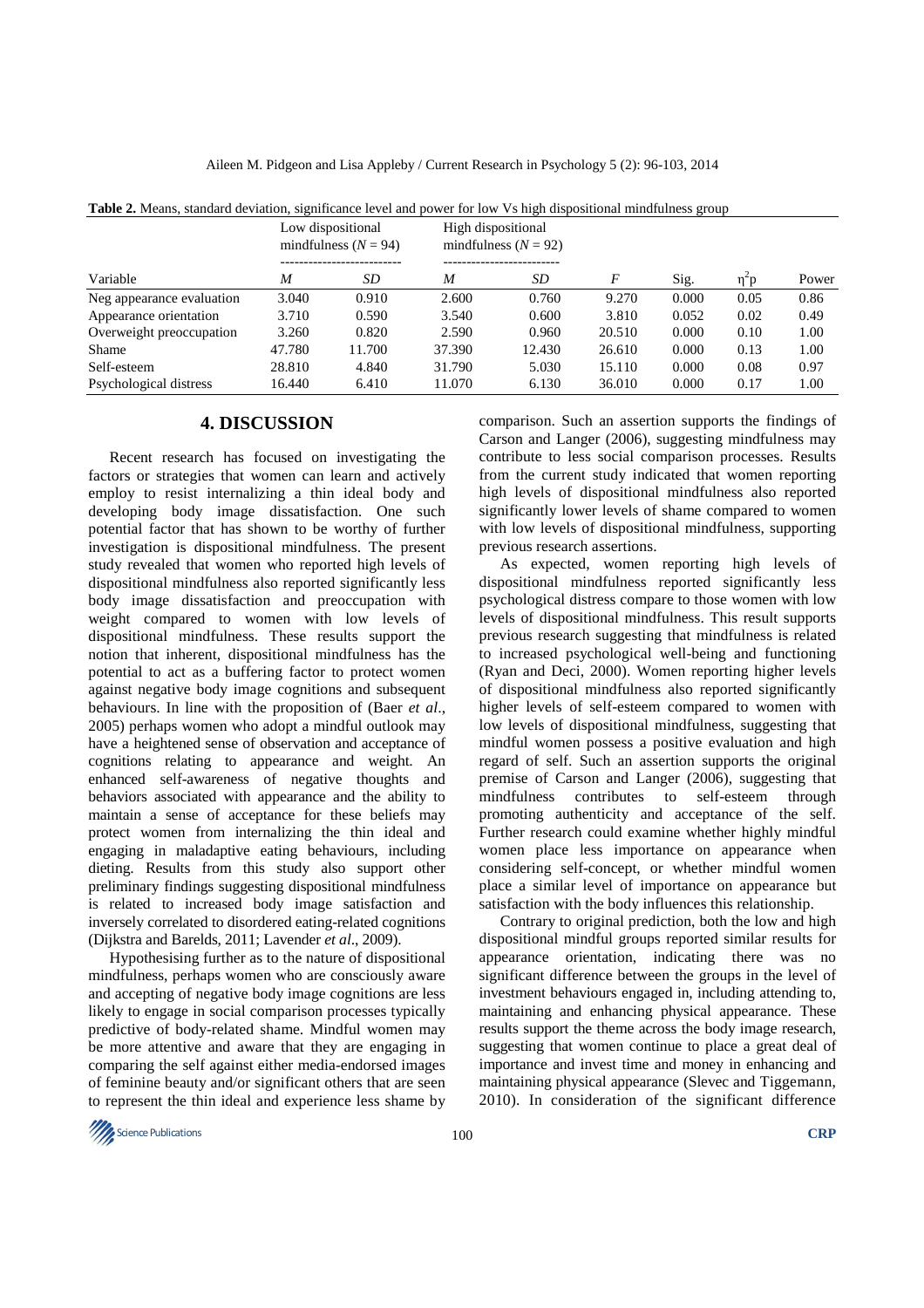**Table 2.** Means, standard deviation, significance level and power for low Vs high dispositional mindfulness group

| | Low dispositional mindfulness ($N = 94$) | | High dispositional mindfulness ($N = 92$) | | | | | |
|---|---|---|---|---|---|---|---|---|
| Variable | $M$ | $SD$ | $M$ | $SD$ | $F$ | Sig. | $\eta^2p$ | Power |
| Neg appearance evaluation | 3.040 | 0.910 | 2.600 | 0.760 | 9.270 | 0.000 | 0.05 | 0.86 |
| Appearance orientation | 3.710 | 0.590 | 3.540 | 0.600 | 3.810 | 0.052 | 0.02 | 0.49 |
| Overweight preoccupation | 3.260 | 0.820 | 2.590 | 0.960 | 20.510 | 0.000 | 0.10 | 1.00 |
| Shame | 47.780 | 11.700 | 37.390 | 12.430 | 26.610 | 0.000 | 0.13 | 1.00 |
| Self-esteem | 28.810 | 4.840 | 31.790 | 5.030 | 15.110 | 0.000 | 0.08 | 0.97 |
| Psychological distress | 16.440 | 6.410 | 11.070 | 6.130 | 36.010 | 0.000 | 0.17 | 1.00 |

## 4. DISCUSSION

Recent research has focused on investigating the factors or strategies that women can learn and actively employ to resist internalizing a thin ideal body and developing body image dissatisfaction. One such potential factor that has shown to be worthy of further investigation is dispositional mindfulness. The present study revealed that women who reported high levels of dispositional mindfulness also reported significantly less body image dissatisfaction and preoccupation with weight compared to women with low levels of dispositional mindfulness. These results support the notion that inherent, dispositional mindfulness has the potential to act as a buffering factor to protect women against negative body image cognitions and subsequent behaviours. In line with the proposition of (Baer *et al*., 2005) perhaps women who adopt a mindful outlook may have a heightened sense of observation and acceptance of cognitions relating to appearance and weight. An enhanced self-awareness of negative thoughts and behaviors associated with appearance and the ability to maintain a sense of acceptance for these beliefs may protect women from internalizing the thin ideal and engaging in maladaptive eating behaviours, including dieting. Results from this study also support other preliminary findings suggesting dispositional mindfulness is related to increased body image satisfaction and inversely correlated to disordered eating-related cognitions (Dijkstra and Barelds, 2011; Lavender *et al*., 2009).

Hypothesising further as to the nature of dispositional mindfulness, perhaps women who are consciously aware and accepting of negative body image cognitions are less likely to engage in social comparison processes typically predictive of body-related shame. Mindful women may be more attentive and aware that they are engaging in comparing the self against either media-endorsed images of feminine beauty and/or significant others that are seen to represent the thin ideal and experience less shame by comparison. Such an assertion supports the findings of Carson and Langer (2006), suggesting mindfulness may contribute to less social comparison processes. Results from the current study indicated that women reporting high levels of dispositional mindfulness also reported significantly lower levels of shame compared to women with low levels of dispositional mindfulness, supporting previous research assertions.

As expected, women reporting high levels of dispositional mindfulness reported significantly less psychological distress compare to those women with low levels of dispositional mindfulness. This result supports previous research suggesting that mindfulness is related to increased psychological well-being and functioning (Ryan and Deci, 2000). Women reporting higher levels of dispositional mindfulness also reported significantly higher levels of self-esteem compared to women with low levels of dispositional mindfulness, suggesting that mindful women possess a positive evaluation and high regard of self. Such an assertion supports the original premise of Carson and Langer (2006), suggesting that mindfulness contributes to self-esteem through promoting authenticity and acceptance of the self. Further research could examine whether highly mindful women place less importance on appearance when considering self-concept, or whether mindful women place a similar level of importance on appearance but satisfaction with the body influences this relationship.

Contrary to original prediction, both the low and high dispositional mindful groups reported similar results for appearance orientation, indicating there was no significant difference between the groups in the level of investment behaviours engaged in, including attending to, maintaining and enhancing physical appearance. These results support the theme across the body image research, suggesting that women continue to place a great deal of importance and invest time and money in enhancing and maintaining physical appearance (Slevec and Tiggemann, 2010). In consideration of the significant difference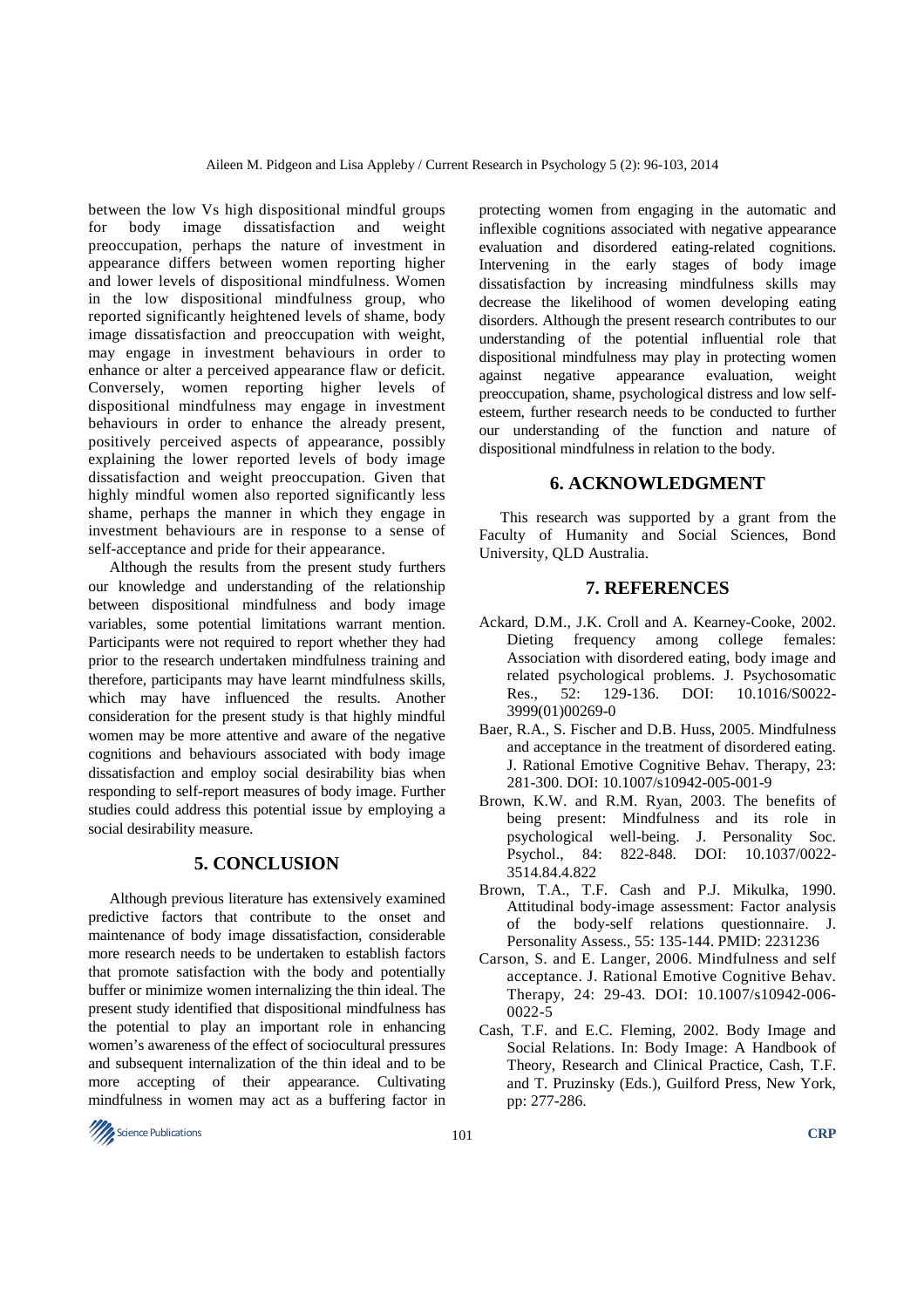between the low Vs high dispositional mindful groups for body image dissatisfaction and weight preoccupation, perhaps the nature of investment in appearance differs between women reporting higher and lower levels of dispositional mindfulness. Women in the low dispositional mindfulness group, who reported significantly heightened levels of shame, body image dissatisfaction and preoccupation with weight, may engage in investment behaviours in order to enhance or alter a perceived appearance flaw or deficit. Conversely, women reporting higher levels of dispositional mindfulness may engage in investment behaviours in order to enhance the already present, positively perceived aspects of appearance, possibly explaining the lower reported levels of body image dissatisfaction and weight preoccupation. Given that highly mindful women also reported significantly less shame, perhaps the manner in which they engage in investment behaviours are in response to a sense of self-acceptance and pride for their appearance.

Although the results from the present study furthers our knowledge and understanding of the relationship between dispositional mindfulness and body image variables, some potential limitations warrant mention. Participants were not required to report whether they had prior to the research undertaken mindfulness training and therefore, participants may have learnt mindfulness skills, which may have influenced the results. Another consideration for the present study is that highly mindful women may be more attentive and aware of the negative cognitions and behaviours associated with body image dissatisfaction and employ social desirability bias when responding to self-report measures of body image. Further studies could address this potential issue by employing a social desirability measure.

## 5. CONCLUSION

Although previous literature has extensively examined predictive factors that contribute to the onset and maintenance of body image dissatisfaction, considerable more research needs to be undertaken to establish factors that promote satisfaction with the body and potentially buffer or minimize women internalizing the thin ideal. The present study identified that dispositional mindfulness has the potential to play an important role in enhancing women's awareness of the effect of sociocultural pressures and subsequent internalization of the thin ideal and to be more accepting of their appearance. Cultivating mindfulness in women may act as a buffering factor in protecting women from engaging in the automatic and inflexible cognitions associated with negative appearance evaluation and disordered eating-related cognitions. Intervening in the early stages of body image dissatisfaction by increasing mindfulness skills may decrease the likelihood of women developing eating disorders. Although the present research contributes to our understanding of the potential influential role that dispositional mindfulness may play in protecting women against negative appearance evaluation, weight preoccupation, shame, psychological distress and low self-esteem, further research needs to be conducted to further our understanding of the function and nature of dispositional mindfulness in relation to the body.

## 6. ACKNOWLEDGMENT

This research was supported by a grant from the Faculty of Humanity and Social Sciences, Bond University, QLD Australia.

## 7. REFERENCES

Ackard, D.M., J.K. Croll and A. Kearney-Cooke, 2002. Dieting frequency among college females: Association with disordered eating, body image and related psychological problems. J. Psychosomatic Res., 52: 129-136. DOI: 10.1016/S0022-3999(01)00269-0

Baer, R.A., S. Fischer and D.B. Huss, 2005. Mindfulness and acceptance in the treatment of disordered eating. J. Rational Emotive Cognitive Behav. Therapy, 23: 281-300. DOI: 10.1007/s10942-005-001-9

Brown, K.W. and R.M. Ryan, 2003. The benefits of being present: Mindfulness and its role in psychological well-being. J. Personality Soc. Psychol., 84: 822-848. DOI: 10.1037/0022-3514.84.4.822

Brown, T.A., T.F. Cash and P.J. Mikulka, 1990. Attitudinal body-image assessment: Factor analysis of the body-self relations questionnaire. J. Personality Assess., 55: 135-144. PMID: 2231236

Carson, S. and E. Langer, 2006. Mindfulness and self acceptance. J. Rational Emotive Cognitive Behav. Therapy, 24: 29-43. DOI: 10.1007/s10942-006-0022-5

Cash, T.F. and E.C. Fleming, 2002. Body Image and Social Relations. In: Body Image: A Handbook of Theory, Research and Clinical Practice, Cash, T.F. and T. Pruzinsky (Eds.), Guilford Press, New York, pp: 277-286.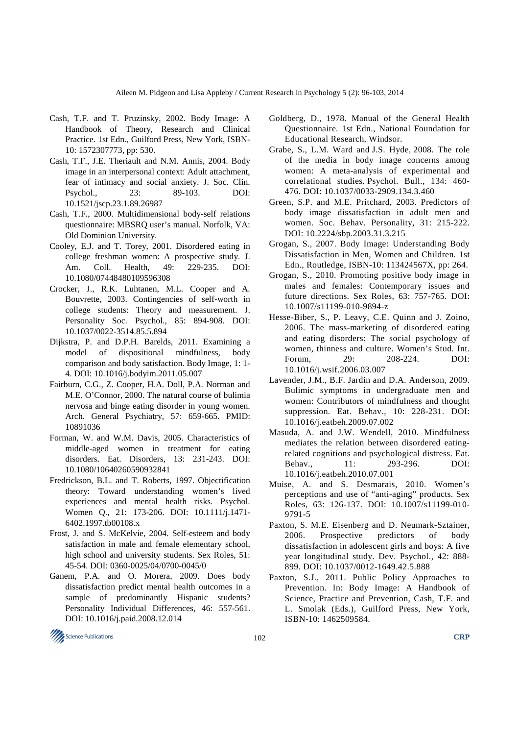Cash, T.F. and T. Pruzinsky, 2002. Body Image: A Handbook of Theory, Research and Clinical Practice. 1st Edn., Guilford Press, New York, ISBN-10: 1572307773, pp: 530.

Cash, T.F., J.E. Theriault and N.M. Annis, 2004. Body image in an interpersonal context: Adult attachment, fear of intimacy and social anxiety. J. Soc. Clin. Psychol., 23: 89-103. DOI: 10.1521/jscp.23.1.89.26987

Cash, T.F., 2000. Multidimensional body-self relations questionnaire: MBSRQ user's manual. Norfolk, VA: Old Dominion University.

Cooley, E.J. and T. Torey, 2001. Disordered eating in college freshman women: A prospective study. J. Am. Coll. Health, 49: 229-235. DOI: 10.1080/07448480109596308

Crocker, J., R.K. Luhtanen, M.L. Cooper and A. Bouvrette, 2003. Contingencies of self-worth in college students: Theory and measurement. J. Personality Soc. Psychol., 85: 894-908. DOI: 10.1037/0022-3514.85.5.894

Dijkstra, P. and D.P.H. Barelds, 2011. Examining a model of dispositional mindfulness, body comparison and body satisfaction. Body Image, 1: 1-4. DOI: 10.1016/j.bodyim.2011.05.007

Fairburn, C.G., Z. Cooper, H.A. Doll, P.A. Norman and M.E. O'Connor, 2000. The natural course of bulimia nervosa and binge eating disorder in young women. Arch. General Psychiatry, 57: 659-665. PMID: 10891036

Forman, W. and W.M. Davis, 2005. Characteristics of middle-aged women in treatment for eating disorders. Eat. Disorders, 13: 231-243. DOI: 10.1080/10640260590932841

Fredrickson, B.L. and T. Roberts, 1997. Objectification theory: Toward understanding women's lived experiences and mental health risks. Psychol. Women Q., 21: 173-206. DOI: 10.1111/j.1471-6402.1997.tb00108.x

Frost, J. and S. McKelvie, 2004. Self-esteem and body satisfaction in male and female elementary school, high school and university students. Sex Roles, 51: 45-54. DOI: 0360-0025/04/0700-0045/0

Ganem, P.A. and O. Morera, 2009. Does body dissatisfaction predict mental health outcomes in a sample of predominantly Hispanic students? Personality Individual Differences, 46: 557-561. DOI: 10.1016/j.paid.2008.12.014

Goldberg, D., 1978. Manual of the General Health Questionnaire. 1st Edn., National Foundation for Educational Research, Windsor.

Grabe, S., L.M. Ward and J.S. Hyde, 2008. The role of the media in body image concerns among women: A meta-analysis of experimental and correlational studies. Psychol. Bull., 134: 460-476. DOI: 10.1037/0033-2909.134.3.460

Green, S.P. and M.E. Pritchard, 2003. Predictors of body image dissatisfaction in adult men and women. Soc. Behav. Personality, 31: 215-222. DOI: 10.2224/sbp.2003.31.3.215

Grogan, S., 2007. Body Image: Understanding Body Dissatisfaction in Men, Women and Children. 1st Edn., Routledge, ISBN-10: 113424567X, pp: 264.

Grogan, S., 2010. Promoting positive body image in males and females: Contemporary issues and future directions. Sex Roles, 63: 757-765. DOI: 10.1007/s11199-010-9894-z

Hesse-Biber, S., P. Leavy, C.E. Quinn and J. Zoino, 2006. The mass-marketing of disordered eating and eating disorders: The social psychology of women, thinness and culture. Women's Stud. Int. Forum, 29: 208-224. DOI: 10.1016/j.wsif.2006.03.007

Lavender, J.M., B.F. Jardin and D.A. Anderson, 2009. Bulimic symptoms in undergraduate men and women: Contributors of mindfulness and thought suppression. Eat. Behav., 10: 228-231. DOI: 10.1016/j.eatbeh.2009.07.002

Masuda, A. and J.W. Wendell, 2010. Mindfulness mediates the relation between disordered eating-related cognitions and psychological distress. Eat. Behav., 11: 293-296. DOI: 10.1016/j.eatbeh.2010.07.001

Muise, A. and S. Desmarais, 2010. Women's perceptions and use of "anti-aging" products. Sex Roles, 63: 126-137. DOI: 10.1007/s11199-010-9791-5

Paxton, S. M.E. Eisenberg and D. Neumark-Sztainer, 2006. Prospective predictors of body dissatisfaction in adolescent girls and boys: A five year longitudinal study. Dev. Psychol., 42: 888-899. DOI: 10.1037/0012-1649.42.5.888

Paxton, S.J., 2011. Public Policy Approaches to Prevention. In: Body Image: A Handbook of Science, Practice and Prevention, Cash, T.F. and L. Smolak (Eds.), Guilford Press, New York, ISBN-10: 1462509584.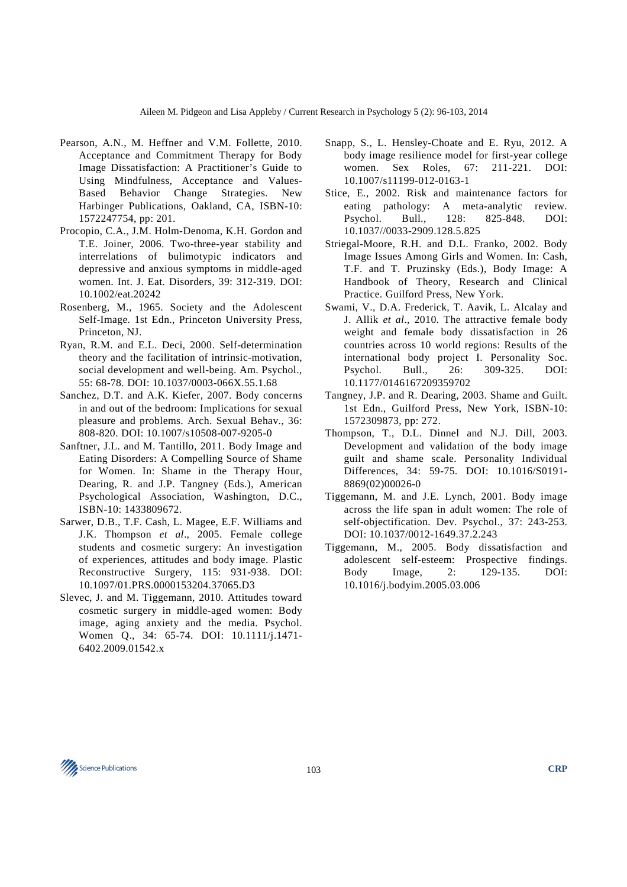Pearson, A.N., M. Heffner and V.M. Follette, 2010. Acceptance and Commitment Therapy for Body Image Dissatisfaction: A Practitioner's Guide to Using Mindfulness, Acceptance and Values-Based Behavior Change Strategies. New Harbinger Publications, Oakland, CA, ISBN-10: 1572247754, pp: 201.

Procopio, C.A., J.M. Holm-Denoma, K.H. Gordon and T.E. Joiner, 2006. Two-three-year stability and interrelations of bulimotypic indicators and depressive and anxious symptoms in middle-aged women. Int. J. Eat. Disorders, 39: 312-319. DOI: 10.1002/eat.20242

Rosenberg, M., 1965. Society and the Adolescent Self-Image. 1st Edn., Princeton University Press, Princeton, NJ.

Ryan, R.M. and E.L. Deci, 2000. Self-determination theory and the facilitation of intrinsic-motivation, social development and well-being. Am. Psychol., 55: 68-78. DOI: 10.1037/0003-066X.55.1.68

Sanchez, D.T. and A.K. Kiefer, 2007. Body concerns in and out of the bedroom: Implications for sexual pleasure and problems. Arch. Sexual Behav., 36: 808-820. DOI: 10.1007/s10508-007-9205-0

Sanftner, J.L. and M. Tantillo, 2011. Body Image and Eating Disorders: A Compelling Source of Shame for Women. In: Shame in the Therapy Hour, Dearing, R. and J.P. Tangney (Eds.), American Psychological Association, Washington, D.C., ISBN-10: 1433809672.

Sarwer, D.B., T.F. Cash, L. Magee, E.F. Williams and J.K. Thompson *et al*., 2005. Female college students and cosmetic surgery: An investigation of experiences, attitudes and body image. Plastic Reconstructive Surgery, 115: 931-938. DOI: 10.1097/01.PRS.0000153204.37065.D3

Slevec, J. and M. Tiggemann, 2010. Attitudes toward cosmetic surgery in middle-aged women: Body image, aging anxiety and the media. Psychol. Women Q., 34: 65-74. DOI: 10.1111/j.1471-6402.2009.01542.x

Snapp, S., L. Hensley-Choate and E. Ryu, 2012. A body image resilience model for first-year college women. Sex Roles, 67: 211-221. DOI: 10.1007/s11199-012-0163-1

Stice, E., 2002. Risk and maintenance factors for eating pathology: A meta-analytic review. Psychol. Bull., 128: 825-848. DOI: 10.1037//0033-2909.128.5.825

Striegal-Moore, R.H. and D.L. Franko, 2002. Body Image Issues Among Girls and Women. In: Cash, T.F. and T. Pruzinsky (Eds.), Body Image: A Handbook of Theory, Research and Clinical Practice. Guilford Press, New York.

Swami, V., D.A. Frederick, T. Aavik, L. Alcalay and J. Allik *et al*., 2010. The attractive female body weight and female body dissatisfaction in 26 countries across 10 world regions: Results of the international body project I. Personality Soc. Psychol. Bull., 26: 309-325. DOI: 10.1177/0146167209359702

Tangney, J.P. and R. Dearing, 2003. Shame and Guilt. 1st Edn., Guilford Press, New York, ISBN-10: 1572309873, pp: 272.

Thompson, T., D.L. Dinnel and N.J. Dill, 2003. Development and validation of the body image guilt and shame scale. Personality Individual Differences, 34: 59-75. DOI: 10.1016/S0191-8869(02)00026-0

Tiggemann, M. and J.E. Lynch, 2001. Body image across the life span in adult women: The role of self-objectification. Dev. Psychol., 37: 243-253. DOI: 10.1037/0012-1649.37.2.243

Tiggemann, M., 2005. Body dissatisfaction and adolescent self-esteem: Prospective findings. Body Image, 2: 129-135. DOI: 10.1016/j.bodyim.2005.03.006